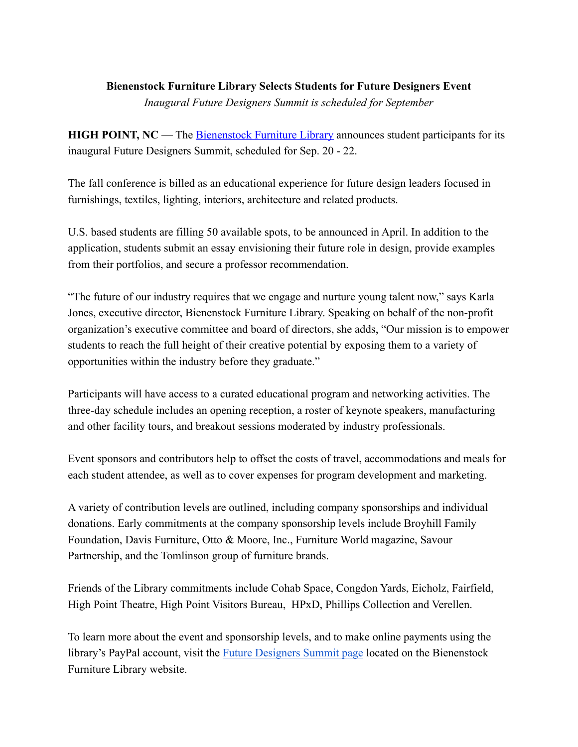**Bienenstock Furniture Library Selects Students for Future Designers Event**

*Inaugural Future Designers Summit is scheduled for September*

**HIGH POINT, NC** — The Bienenstock Furniture Library announces student participants for its inaugural Future Designers Summit, scheduled for Sep. 20 - 22.

The fall conference is billed as an educational experience for future design leaders focused in furnishings, textiles, lighting, interiors, architecture and related products.

U.S. based students are filling 50 available spots, to be announced in April. In addition to the application, students submit an essay envisioning their future role in design, provide examples from their portfolios, and secure a professor recommendation.

"The future of our industry requires that we engage and nurture young talent now," says Karla Jones, executive director, Bienenstock Furniture Library. Speaking on behalf of the non-profit organization's executive committee and board of directors, she adds, "Our mission is to empower students to reach the full height of their creative potential by exposing them to a variety of opportunities within the industry before they graduate."

Participants will have access to a curated educational program and networking activities. The three-day schedule includes an opening reception, a roster of keynote speakers, manufacturing and other facility tours, and breakout sessions moderated by industry professionals.

Event sponsors and contributors help to offset the costs of travel, accommodations and meals for each student attendee, as well as to cover expenses for program development and marketing.

A variety of contribution levels are outlined, including company sponsorships and individual donations. Early commitments at the company sponsorship levels include Broyhill Family Foundation, Davis Furniture, Otto & Moore, Inc., Furniture World magazine, Savour Partnership, and the Tomlinson group of furniture brands.

Friends of the Library commitments include Cohab Space, Congdon Yards, Eicholz, Fairfield, High Point Theatre, High Point Visitors Bureau, HPxD, Phillips Collection and Verellen.

To learn more about the event and sponsorship levels, and to make online payments using the library's PayPal account, visit the Future Designers Summit page located on the Bienenstock Furniture Library website.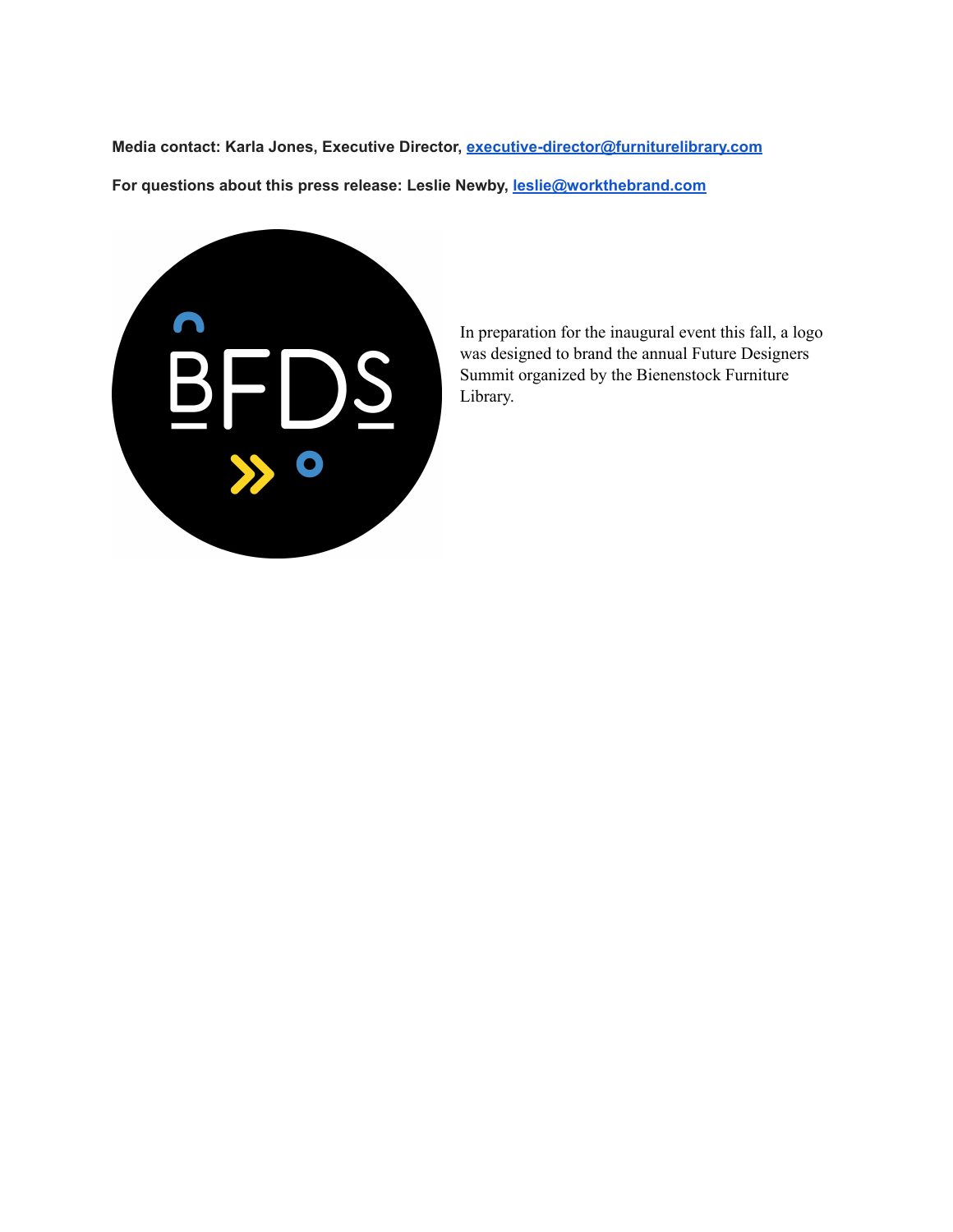**Media contact: Karla Jones, Executive Director, executive-director@furniturelibrary.com**

**For questions about this press release: Leslie Newby, leslie@workthebrand.com**

BFDS

In preparation for the inaugural event this fall, a logo was designed to brand the annual Future Designers Summit organized by the Bienenstock Furniture Library.